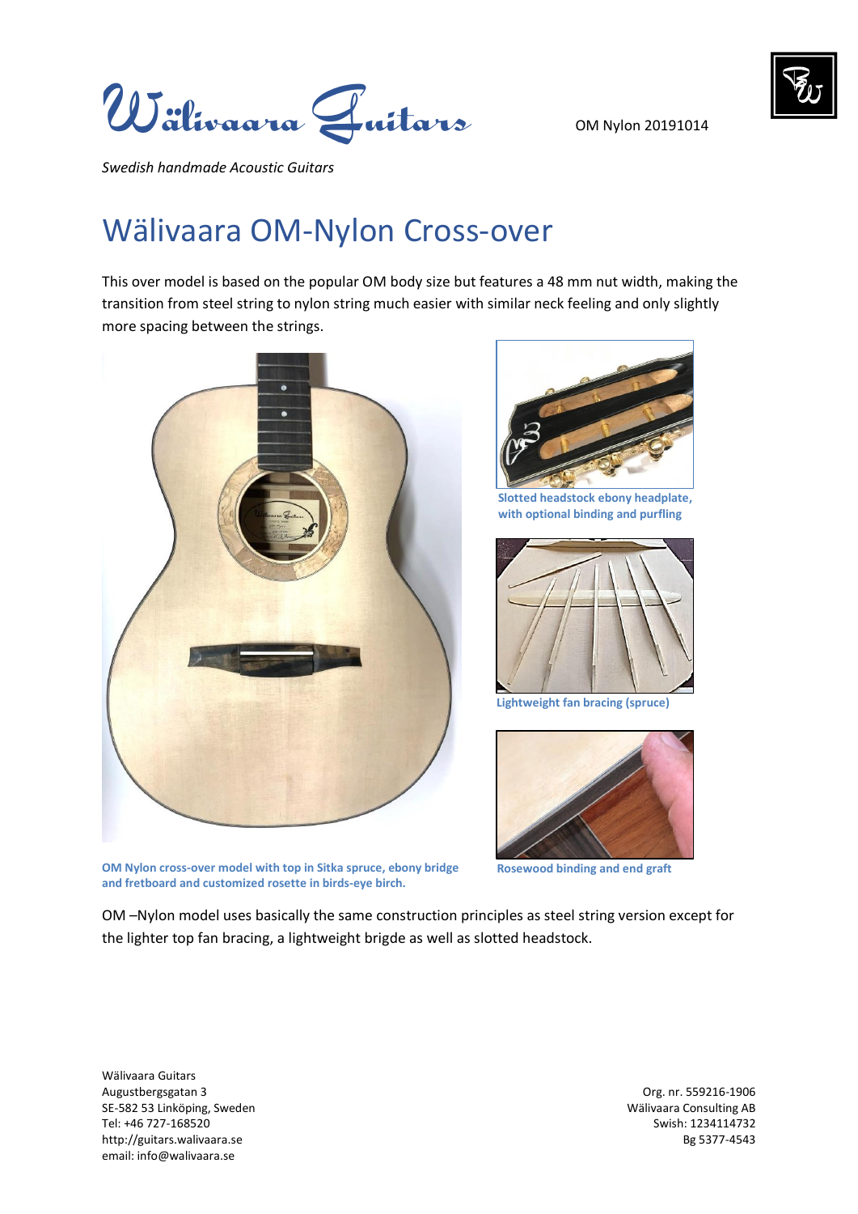Wälivaara Guitars

OM Nylon 20191014

*Swedish handmade Acoustic Guitars*

# Wälivaara OM-Nylon Cross-over

This over model is based on the popular OM body size but features a 48 mm nut width, making the transition from steel string to nylon string much easier with similar neck feeling and only slightly more spacing between the strings.

**Slotted headstock ebony headplate, with optional binding and purfling**

**Lightweight fan bracing (spruce)**

**OM Nylon cross-over model with top in Sitka spruce, ebony bridge and fretboard and customized rosette in birds-eye birch.**

**Rosewood binding and end graft**

OM –Nylon model uses basically the same construction principles as steel string version except for the lighter top fan bracing, a lightweight brigde as well as slotted headstock.

Wälivaara Guitars
Augustbergsgatan 3
SE-582 53 Linköping, Sweden
Tel: +46 727-168520
http://guitars.walivaara.se
email: info@walivaara.se

Org. nr. 559216-1906
Wälivaara Consulting AB
Swish: 1234114732
Bg 5377-4543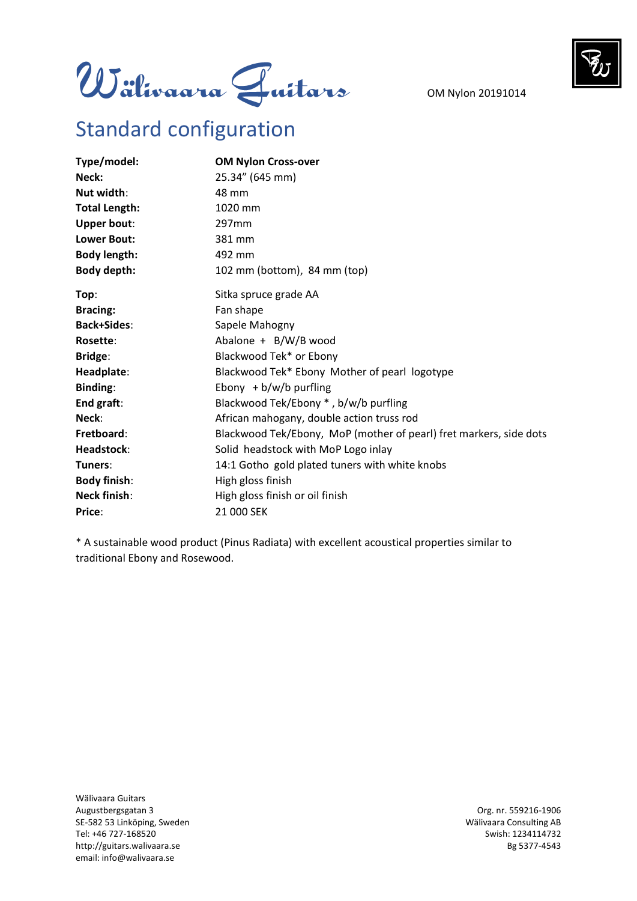# Wälivaara Guitars

OM Nylon 20191014

## Standard configuration

| | |
|---|---|
| **Type/model:** | **OM Nylon Cross-over** |
| **Neck:** | 25.34" (645 mm) |
| **Nut width:** | 48 mm |
| **Total Length:** | 1020 mm |
| **Upper bout:** | 297mm |
| **Lower Bout:** | 381 mm |
| **Body length:** | 492 mm |
| **Body depth:** | 102 mm (bottom), 84 mm (top) |
| **Top:** | Sitka spruce grade AA |
| **Bracing:** | Fan shape |
| **Back+Sides:** | Sapele Mahogny |
| **Rosette:** | Abalone + B/W/B wood |
| **Bridge:** | Blackwood Tek* or Ebony |
| **Headplate:** | Blackwood Tek* Ebony Mother of pearl logotype |
| **Binding:** | Ebony + b/w/b purfling |
| **End graft:** | Blackwood Tek/Ebony * , b/w/b purfling |
| **Neck:** | African mahogany, double action truss rod |
| **Fretboard:** | Blackwood Tek/Ebony, MoP (mother of pearl) fret markers, side dots |
| **Headstock:** | Solid headstock with MoP Logo inlay |
| **Tuners:** | 14:1 Gotho gold plated tuners with white knobs |
| **Body finish:** | High gloss finish |
| **Neck finish:** | High gloss finish or oil finish |
| **Price:** | 21 000 SEK |

* A sustainable wood product (Pinus Radiata) with excellent acoustical properties similar to traditional Ebony and Rosewood.

Wälivaara Guitars
Augustbergsgatan 3
SE-582 53 Linköping, Sweden
Tel: +46 727-168520
http://guitars.walivaara.se
email: info@walivaara.se

Org. nr. 559216-1906
Wälivaara Consulting AB
Swish: 1234114732
Bg 5377-4543